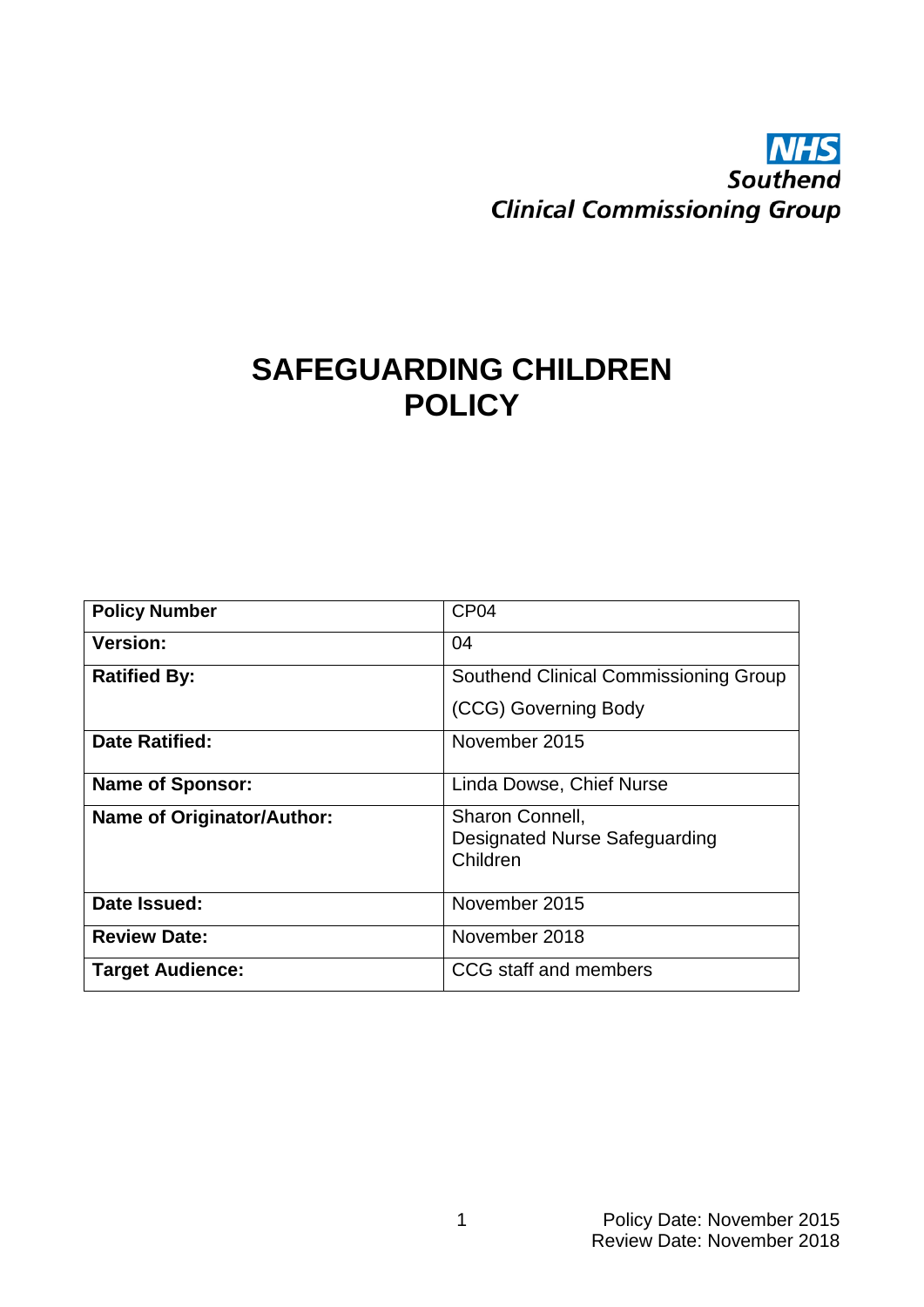NHS
Southend
Clinical Commissioning Group

# SAFEGUARDING CHILDREN POLICY

| | |
|---|---|
| **Policy Number** | CP04 |
| **Version:** | 04 |
| **Ratified By:** | Southend Clinical Commissioning Group (CCG) Governing Body |
| **Date Ratified:** | November 2015 |
| **Name of Sponsor:** | Linda Dowse, Chief Nurse |
| **Name of Originator/Author:** | Sharon Connell, Designated Nurse Safeguarding Children |
| **Date Issued:** | November 2015 |
| **Review Date:** | November 2018 |
| **Target Audience:** | CCG staff and members |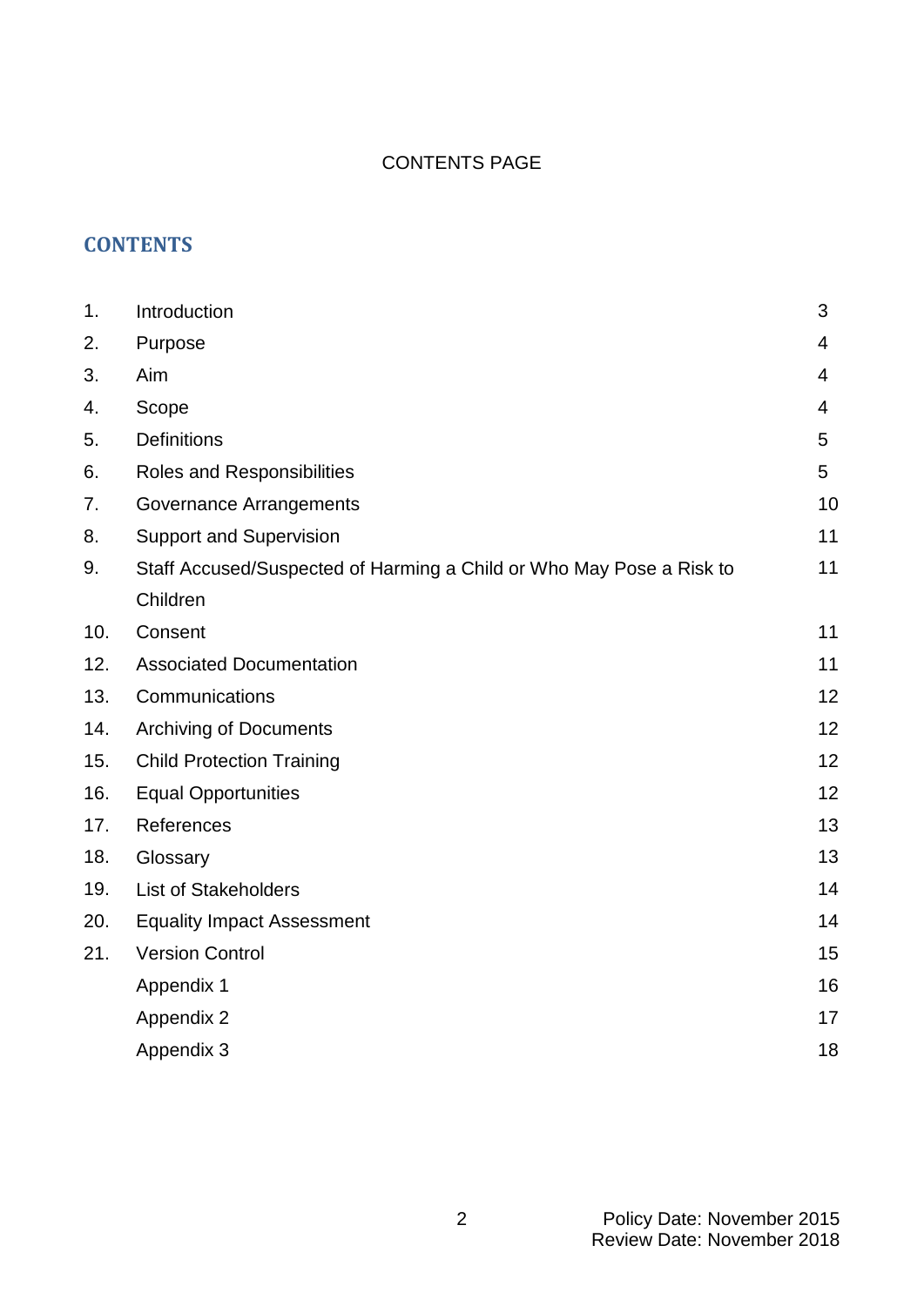CONTENTS PAGE

## CONTENTS

| | | |
|---|---|---|
| 1. | Introduction | 3 |
| 2. | Purpose | 4 |
| 3. | Aim | 4 |
| 4. | Scope | 4 |
| 5. | Definitions | 5 |
| 6. | Roles and Responsibilities | 5 |
| 7. | Governance Arrangements | 10 |
| 8. | Support and Supervision | 11 |
| 9. | Staff Accused/Suspected of Harming a Child or Who May Pose a Risk to Children | 11 |
| 10. | Consent | 11 |
| 12. | Associated Documentation | 11 |
| 13. | Communications | 12 |
| 14. | Archiving of Documents | 12 |
| 15. | Child Protection Training | 12 |
| 16. | Equal Opportunities | 12 |
| 17. | References | 13 |
| 18. | Glossary | 13 |
| 19. | List of Stakeholders | 14 |
| 20. | Equality Impact Assessment | 14 |
| 21. | Version Control | 15 |
| | Appendix 1 | 16 |
| | Appendix 2 | 17 |
| | Appendix 3 | 18 |

Policy Date: November 2015
Review Date: November 2018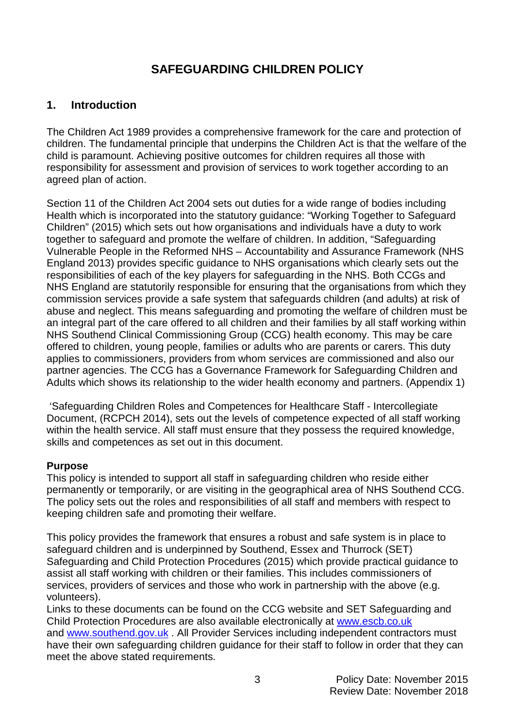# SAFEGUARDING CHILDREN POLICY

## 1. Introduction

The Children Act 1989 provides a comprehensive framework for the care and protection of children. The fundamental principle that underpins the Children Act is that the welfare of the child is paramount. Achieving positive outcomes for children requires all those with responsibility for assessment and provision of services to work together according to an agreed plan of action.

Section 11 of the Children Act 2004 sets out duties for a wide range of bodies including Health which is incorporated into the statutory guidance: "Working Together to Safeguard Children" (2015) which sets out how organisations and individuals have a duty to work together to safeguard and promote the welfare of children. In addition, "Safeguarding Vulnerable People in the Reformed NHS – Accountability and Assurance Framework (NHS England 2013) provides specific guidance to NHS organisations which clearly sets out the responsibilities of each of the key players for safeguarding in the NHS. Both CCGs and NHS England are statutorily responsible for ensuring that the organisations from which they commission services provide a safe system that safeguards children (and adults) at risk of abuse and neglect. This means safeguarding and promoting the welfare of children must be an integral part of the care offered to all children and their families by all staff working within NHS Southend Clinical Commissioning Group (CCG) health economy. This may be care offered to children, young people, families or adults who are parents or carers. This duty applies to commissioners, providers from whom services are commissioned and also our partner agencies. The CCG has a Governance Framework for Safeguarding Children and Adults which shows its relationship to the wider health economy and partners. (Appendix 1)

'Safeguarding Children Roles and Competences for Healthcare Staff - Intercollegiate Document, (RCPCH 2014), sets out the levels of competence expected of all staff working within the health service. All staff must ensure that they possess the required knowledge, skills and competences as set out in this document.

**Purpose**

This policy is intended to support all staff in safeguarding children who reside either permanently or temporarily, or are visiting in the geographical area of NHS Southend CCG. The policy sets out the roles and responsibilities of all staff and members with respect to keeping children safe and promoting their welfare.

This policy provides the framework that ensures a robust and safe system is in place to safeguard children and is underpinned by Southend, Essex and Thurrock (SET) Safeguarding and Child Protection Procedures (2015) which provide practical guidance to assist all staff working with children or their families. This includes commissioners of services, providers of services and those who work in partnership with the above (e.g. volunteers).

Links to these documents can be found on the CCG website and SET Safeguarding and Child Protection Procedures are also available electronically at [www.escb.co.uk](http://www.escb.co.uk) and [www.southend.gov.uk](http://www.southend.gov.uk) . All Provider Services including independent contractors must have their own safeguarding children guidance for their staff to follow in order that they can meet the above stated requirements.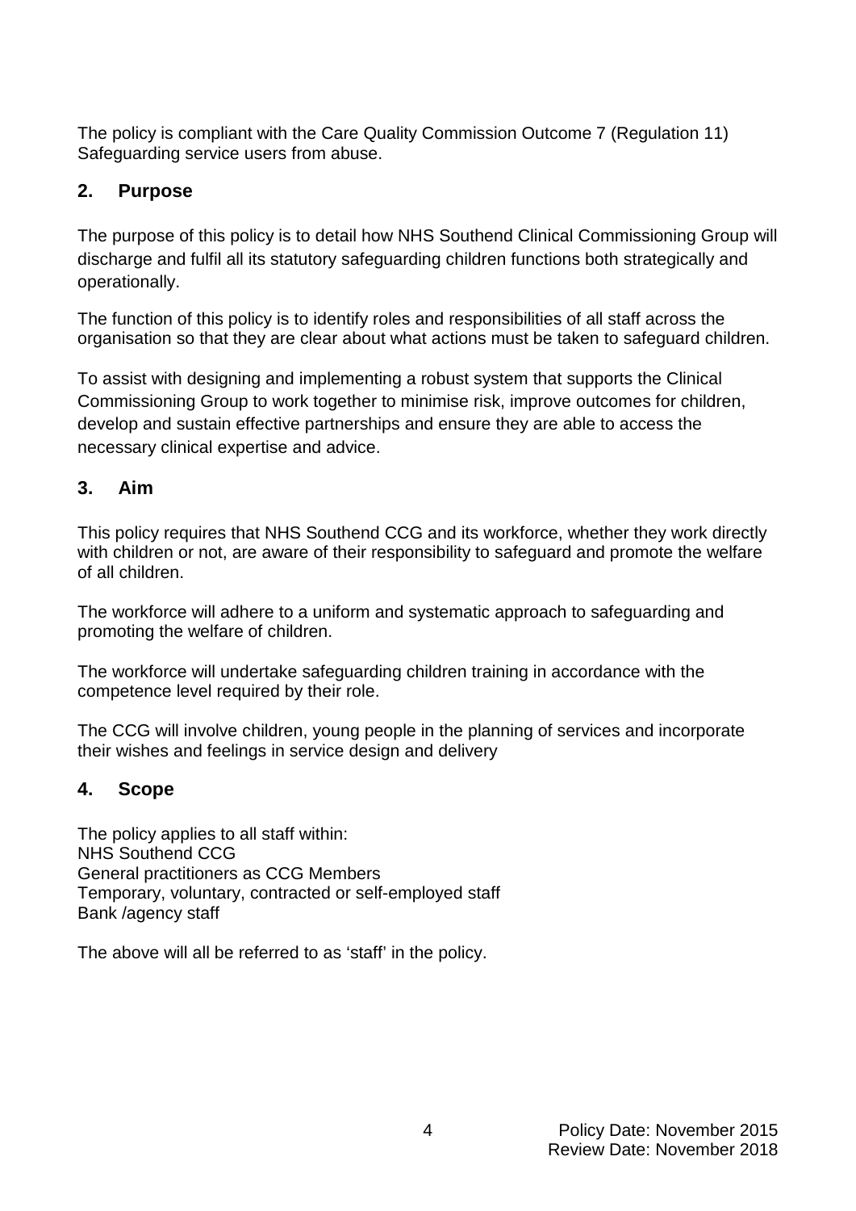The policy is compliant with the Care Quality Commission Outcome 7 (Regulation 11) Safeguarding service users from abuse.

## 2. Purpose

The purpose of this policy is to detail how NHS Southend Clinical Commissioning Group will discharge and fulfil all its statutory safeguarding children functions both strategically and operationally.

The function of this policy is to identify roles and responsibilities of all staff across the organisation so that they are clear about what actions must be taken to safeguard children.

To assist with designing and implementing a robust system that supports the Clinical Commissioning Group to work together to minimise risk, improve outcomes for children, develop and sustain effective partnerships and ensure they are able to access the necessary clinical expertise and advice.

## 3. Aim

This policy requires that NHS Southend CCG and its workforce, whether they work directly with children or not, are aware of their responsibility to safeguard and promote the welfare of all children.

The workforce will adhere to a uniform and systematic approach to safeguarding and promoting the welfare of children.

The workforce will undertake safeguarding children training in accordance with the competence level required by their role.

The CCG will involve children, young people in the planning of services and incorporate their wishes and feelings in service design and delivery

## 4. Scope

The policy applies to all staff within:
NHS Southend CCG
General practitioners as CCG Members
Temporary, voluntary, contracted or self-employed staff
Bank /agency staff

The above will all be referred to as 'staff' in the policy.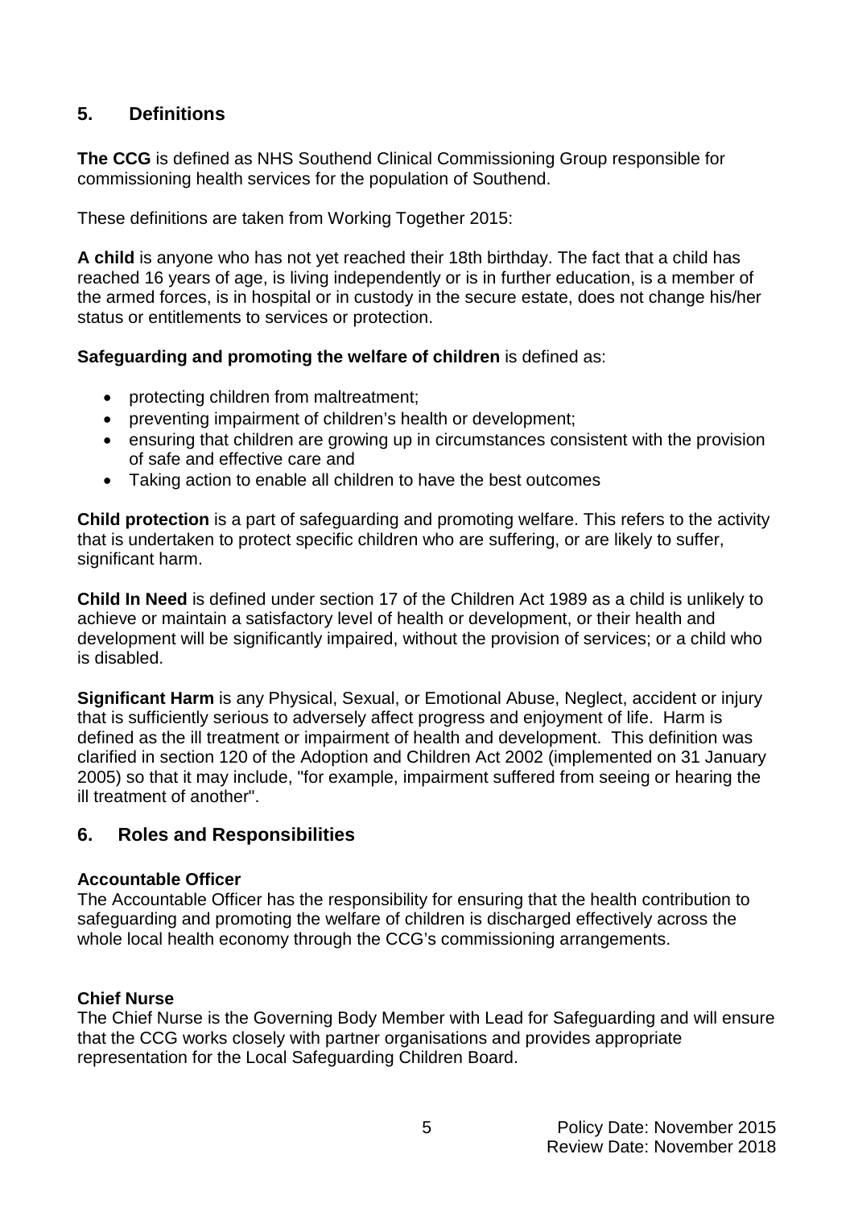## 5. Definitions

**The CCG** is defined as NHS Southend Clinical Commissioning Group responsible for commissioning health services for the population of Southend.

These definitions are taken from Working Together 2015:

**A child** is anyone who has not yet reached their 18th birthday. The fact that a child has reached 16 years of age, is living independently or is in further education, is a member of the armed forces, is in hospital or in custody in the secure estate, does not change his/her status or entitlements to services or protection.

**Safeguarding and promoting the welfare of children** is defined as:

- protecting children from maltreatment;
- preventing impairment of children's health or development;
- ensuring that children are growing up in circumstances consistent with the provision of safe and effective care and
- Taking action to enable all children to have the best outcomes

**Child protection** is a part of safeguarding and promoting welfare. This refers to the activity that is undertaken to protect specific children who are suffering, or are likely to suffer, significant harm.

**Child In Need** is defined under section 17 of the Children Act 1989 as a child is unlikely to achieve or maintain a satisfactory level of health or development, or their health and development will be significantly impaired, without the provision of services; or a child who is disabled.

**Significant Harm** is any Physical, Sexual, or Emotional Abuse, Neglect, accident or injury that is sufficiently serious to adversely affect progress and enjoyment of life. Harm is defined as the ill treatment or impairment of health and development. This definition was clarified in section 120 of the Adoption and Children Act 2002 (implemented on 31 January 2005) so that it may include, "for example, impairment suffered from seeing or hearing the ill treatment of another".

## 6. Roles and Responsibilities

**Accountable Officer**
The Accountable Officer has the responsibility for ensuring that the health contribution to safeguarding and promoting the welfare of children is discharged effectively across the whole local health economy through the CCG's commissioning arrangements.

**Chief Nurse**
The Chief Nurse is the Governing Body Member with Lead for Safeguarding and will ensure that the CCG works closely with partner organisations and provides appropriate representation for the Local Safeguarding Children Board.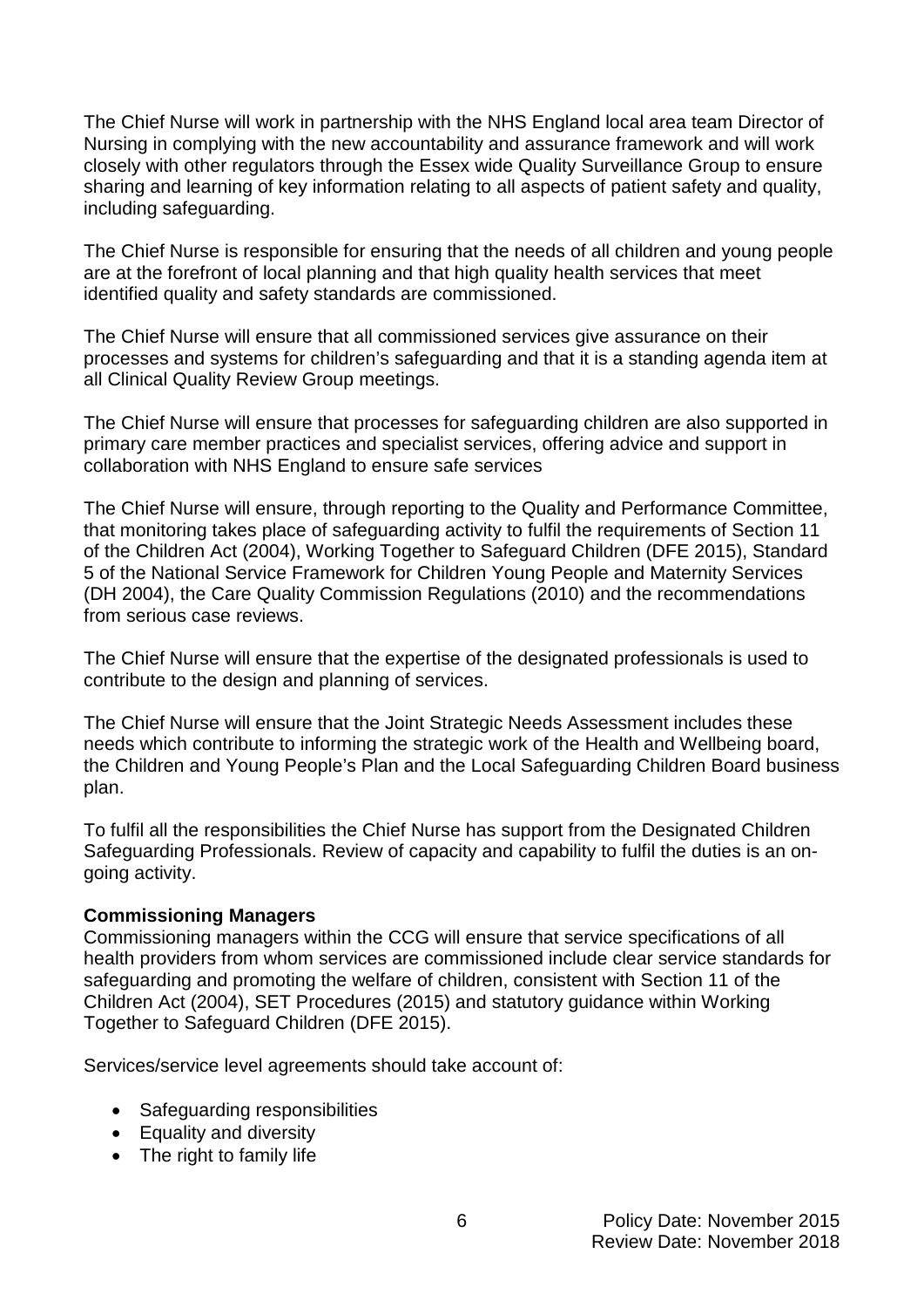The Chief Nurse will work in partnership with the NHS England local area team Director of Nursing in complying with the new accountability and assurance framework and will work closely with other regulators through the Essex wide Quality Surveillance Group to ensure sharing and learning of key information relating to all aspects of patient safety and quality, including safeguarding.

The Chief Nurse is responsible for ensuring that the needs of all children and young people are at the forefront of local planning and that high quality health services that meet identified quality and safety standards are commissioned.

The Chief Nurse will ensure that all commissioned services give assurance on their processes and systems for children's safeguarding and that it is a standing agenda item at all Clinical Quality Review Group meetings.

The Chief Nurse will ensure that processes for safeguarding children are also supported in primary care member practices and specialist services, offering advice and support in collaboration with NHS England to ensure safe services

The Chief Nurse will ensure, through reporting to the Quality and Performance Committee, that monitoring takes place of safeguarding activity to fulfil the requirements of Section 11 of the Children Act (2004), Working Together to Safeguard Children (DFE 2015), Standard 5 of the National Service Framework for Children Young People and Maternity Services (DH 2004), the Care Quality Commission Regulations (2010) and the recommendations from serious case reviews.

The Chief Nurse will ensure that the expertise of the designated professionals is used to contribute to the design and planning of services.

The Chief Nurse will ensure that the Joint Strategic Needs Assessment includes these needs which contribute to informing the strategic work of the Health and Wellbeing board, the Children and Young People's Plan and the Local Safeguarding Children Board business plan.

To fulfil all the responsibilities the Chief Nurse has support from the Designated Children Safeguarding Professionals. Review of capacity and capability to fulfil the duties is an on-going activity.

**Commissioning Managers**

Commissioning managers within the CCG will ensure that service specifications of all health providers from whom services are commissioned include clear service standards for safeguarding and promoting the welfare of children, consistent with Section 11 of the Children Act (2004), SET Procedures (2015) and statutory guidance within Working Together to Safeguard Children (DFE 2015).

Services/service level agreements should take account of:

- Safeguarding responsibilities
- Equality and diversity
- The right to family life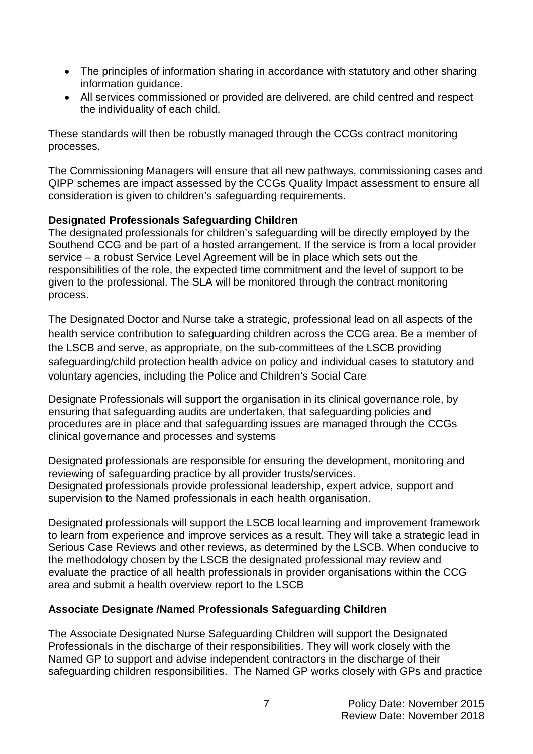- The principles of information sharing in accordance with statutory and other sharing information guidance.
- All services commissioned or provided are delivered, are child centred and respect the individuality of each child.

These standards will then be robustly managed through the CCGs contract monitoring processes.

The Commissioning Managers will ensure that all new pathways, commissioning cases and QIPP schemes are impact assessed by the CCGs Quality Impact assessment to ensure all consideration is given to children's safeguarding requirements.

**Designated Professionals Safeguarding Children**

The designated professionals for children's safeguarding will be directly employed by the Southend CCG and be part of a hosted arrangement. If the service is from a local provider service – a robust Service Level Agreement will be in place which sets out the responsibilities of the role, the expected time commitment and the level of support to be given to the professional. The SLA will be monitored through the contract monitoring process.

The Designated Doctor and Nurse take a strategic, professional lead on all aspects of the health service contribution to safeguarding children across the CCG area. Be a member of the LSCB and serve, as appropriate, on the sub-committees of the LSCB providing safeguarding/child protection health advice on policy and individual cases to statutory and voluntary agencies, including the Police and Children's Social Care

Designate Professionals will support the organisation in its clinical governance role, by ensuring that safeguarding audits are undertaken, that safeguarding policies and procedures are in place and that safeguarding issues are managed through the CCGs clinical governance and processes and systems

Designated professionals are responsible for ensuring the development, monitoring and reviewing of safeguarding practice by all provider trusts/services.
Designated professionals provide professional leadership, expert advice, support and supervision to the Named professionals in each health organisation.

Designated professionals will support the LSCB local learning and improvement framework to learn from experience and improve services as a result. They will take a strategic lead in Serious Case Reviews and other reviews, as determined by the LSCB. When conducive to the methodology chosen by the LSCB the designated professional may review and evaluate the practice of all health professionals in provider organisations within the CCG area and submit a health overview report to the LSCB

**Associate Designate /Named Professionals Safeguarding Children**

The Associate Designated Nurse Safeguarding Children will support the Designated Professionals in the discharge of their responsibilities. They will work closely with the Named GP to support and advise independent contractors in the discharge of their safeguarding children responsibilities. The Named GP works closely with GPs and practice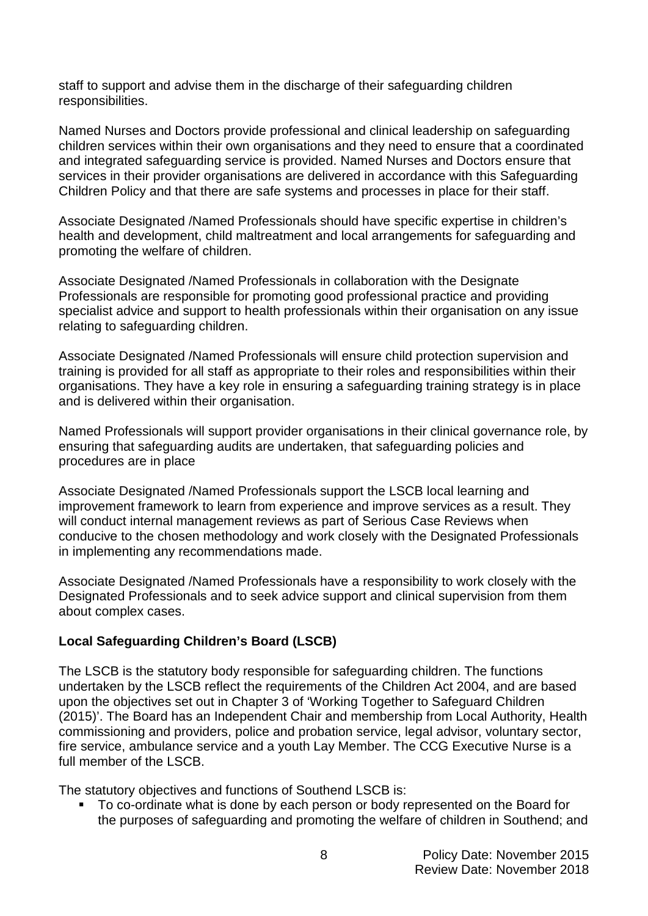staff to support and advise them in the discharge of their safeguarding children responsibilities.

Named Nurses and Doctors provide professional and clinical leadership on safeguarding children services within their own organisations and they need to ensure that a coordinated and integrated safeguarding service is provided. Named Nurses and Doctors ensure that services in their provider organisations are delivered in accordance with this Safeguarding Children Policy and that there are safe systems and processes in place for their staff.

Associate Designated /Named Professionals should have specific expertise in children's health and development, child maltreatment and local arrangements for safeguarding and promoting the welfare of children.

Associate Designated /Named Professionals in collaboration with the Designate Professionals are responsible for promoting good professional practice and providing specialist advice and support to health professionals within their organisation on any issue relating to safeguarding children.

Associate Designated /Named Professionals will ensure child protection supervision and training is provided for all staff as appropriate to their roles and responsibilities within their organisations. They have a key role in ensuring a safeguarding training strategy is in place and is delivered within their organisation.

Named Professionals will support provider organisations in their clinical governance role, by ensuring that safeguarding audits are undertaken, that safeguarding policies and procedures are in place

Associate Designated /Named Professionals support the LSCB local learning and improvement framework to learn from experience and improve services as a result. They will conduct internal management reviews as part of Serious Case Reviews when conducive to the chosen methodology and work closely with the Designated Professionals in implementing any recommendations made.

Associate Designated /Named Professionals have a responsibility to work closely with the Designated Professionals and to seek advice support and clinical supervision from them about complex cases.

**Local Safeguarding Children's Board (LSCB)**

The LSCB is the statutory body responsible for safeguarding children. The functions undertaken by the LSCB reflect the requirements of the Children Act 2004, and are based upon the objectives set out in Chapter 3 of 'Working Together to Safeguard Children (2015)'. The Board has an Independent Chair and membership from Local Authority, Health commissioning and providers, police and probation service, legal advisor, voluntary sector, fire service, ambulance service and a youth Lay Member. The CCG Executive Nurse is a full member of the LSCB.

The statutory objectives and functions of Southend LSCB is:

- To co-ordinate what is done by each person or body represented on the Board for the purposes of safeguarding and promoting the welfare of children in Southend; and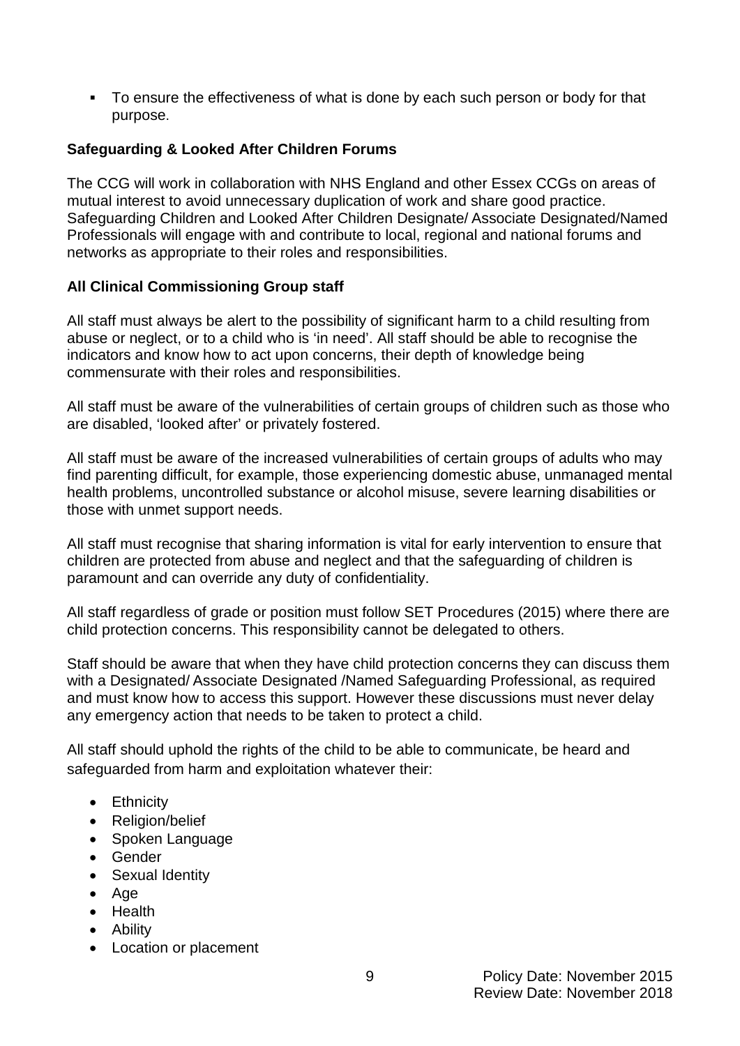- To ensure the effectiveness of what is done by each such person or body for that purpose.

**Safeguarding & Looked After Children Forums**

The CCG will work in collaboration with NHS England and other Essex CCGs on areas of mutual interest to avoid unnecessary duplication of work and share good practice. Safeguarding Children and Looked After Children Designate/ Associate Designated/Named Professionals will engage with and contribute to local, regional and national forums and networks as appropriate to their roles and responsibilities.

**All Clinical Commissioning Group staff**

All staff must always be alert to the possibility of significant harm to a child resulting from abuse or neglect, or to a child who is 'in need'. All staff should be able to recognise the indicators and know how to act upon concerns, their depth of knowledge being commensurate with their roles and responsibilities.

All staff must be aware of the vulnerabilities of certain groups of children such as those who are disabled, 'looked after' or privately fostered.

All staff must be aware of the increased vulnerabilities of certain groups of adults who may find parenting difficult, for example, those experiencing domestic abuse, unmanaged mental health problems, uncontrolled substance or alcohol misuse, severe learning disabilities or those with unmet support needs.

All staff must recognise that sharing information is vital for early intervention to ensure that children are protected from abuse and neglect and that the safeguarding of children is paramount and can override any duty of confidentiality.

All staff regardless of grade or position must follow SET Procedures (2015) where there are child protection concerns. This responsibility cannot be delegated to others.

Staff should be aware that when they have child protection concerns they can discuss them with a Designated/ Associate Designated /Named Safeguarding Professional, as required and must know how to access this support. However these discussions must never delay any emergency action that needs to be taken to protect a child.

All staff should uphold the rights of the child to be able to communicate, be heard and safeguarded from harm and exploitation whatever their:

- Ethnicity
- Religion/belief
- Spoken Language
- Gender
- Sexual Identity
- Age
- Health
- Ability
- Location or placement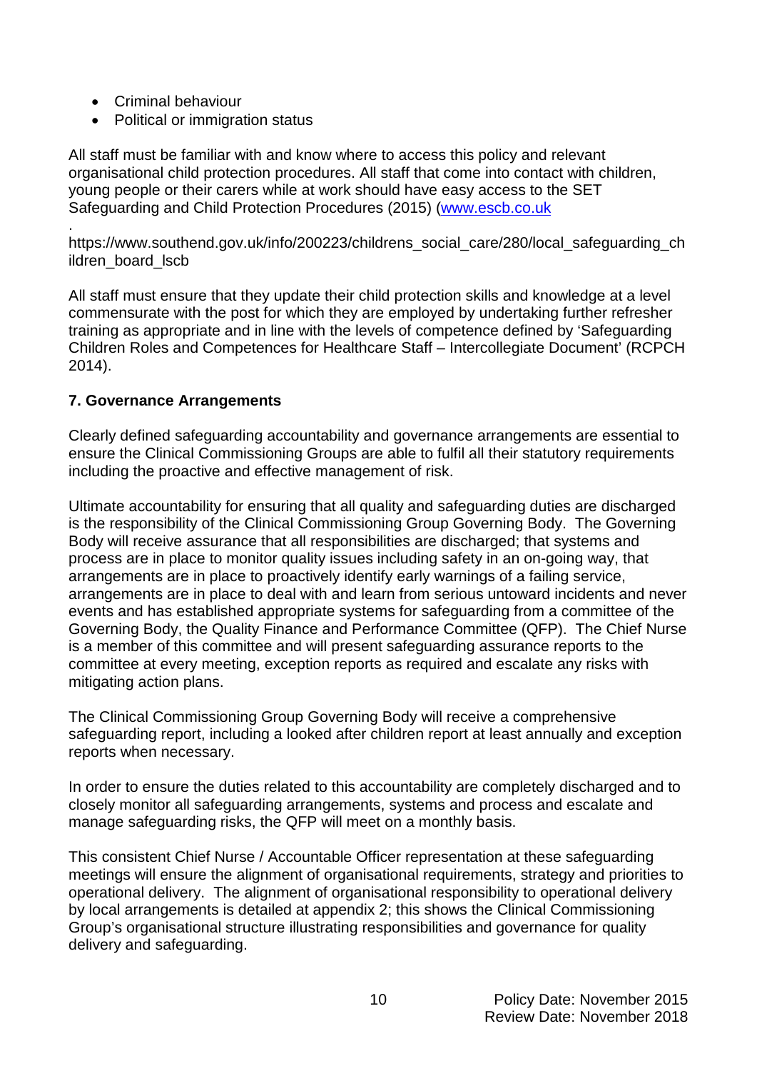- Criminal behaviour
- Political or immigration status

All staff must be familiar with and know where to access this policy and relevant organisational child protection procedures. All staff that come into contact with children, young people or their carers while at work should have easy access to the SET Safeguarding and Child Protection Procedures (2015) (www.escb.co.uk

.
https://www.southend.gov.uk/info/200223/childrens_social_care/280/local_safeguarding_children_board_lscb

All staff must ensure that they update their child protection skills and knowledge at a level commensurate with the post for which they are employed by undertaking further refresher training as appropriate and in line with the levels of competence defined by 'Safeguarding Children Roles and Competences for Healthcare Staff – Intercollegiate Document' (RCPCH 2014).

## 7. Governance Arrangements

Clearly defined safeguarding accountability and governance arrangements are essential to ensure the Clinical Commissioning Groups are able to fulfil all their statutory requirements including the proactive and effective management of risk.

Ultimate accountability for ensuring that all quality and safeguarding duties are discharged is the responsibility of the Clinical Commissioning Group Governing Body. The Governing Body will receive assurance that all responsibilities are discharged; that systems and process are in place to monitor quality issues including safety in an on-going way, that arrangements are in place to proactively identify early warnings of a failing service, arrangements are in place to deal with and learn from serious untoward incidents and never events and has established appropriate systems for safeguarding from a committee of the Governing Body, the Quality Finance and Performance Committee (QFP). The Chief Nurse is a member of this committee and will present safeguarding assurance reports to the committee at every meeting, exception reports as required and escalate any risks with mitigating action plans.

The Clinical Commissioning Group Governing Body will receive a comprehensive safeguarding report, including a looked after children report at least annually and exception reports when necessary.

In order to ensure the duties related to this accountability are completely discharged and to closely monitor all safeguarding arrangements, systems and process and escalate and manage safeguarding risks, the QFP will meet on a monthly basis.

This consistent Chief Nurse / Accountable Officer representation at these safeguarding meetings will ensure the alignment of organisational requirements, strategy and priorities to operational delivery. The alignment of organisational responsibility to operational delivery by local arrangements is detailed at appendix 2; this shows the Clinical Commissioning Group's organisational structure illustrating responsibilities and governance for quality delivery and safeguarding.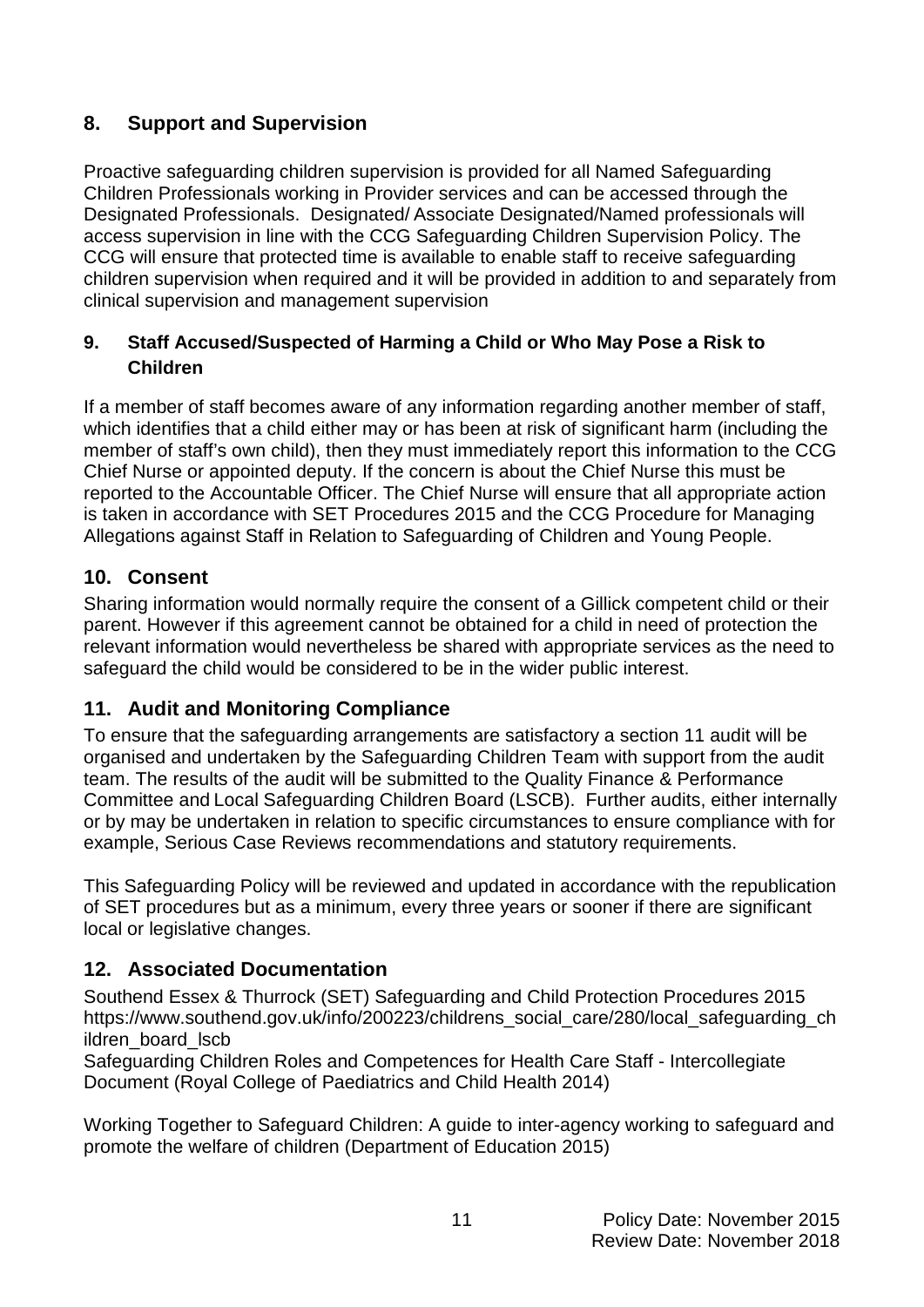## 8. Support and Supervision

Proactive safeguarding children supervision is provided for all Named Safeguarding Children Professionals working in Provider services and can be accessed through the Designated Professionals. Designated/ Associate Designated/Named professionals will access supervision in line with the CCG Safeguarding Children Supervision Policy. The CCG will ensure that protected time is available to enable staff to receive safeguarding children supervision when required and it will be provided in addition to and separately from clinical supervision and management supervision

### 9. Staff Accused/Suspected of Harming a Child or Who May Pose a Risk to Children

If a member of staff becomes aware of any information regarding another member of staff, which identifies that a child either may or has been at risk of significant harm (including the member of staff's own child), then they must immediately report this information to the CCG Chief Nurse or appointed deputy. If the concern is about the Chief Nurse this must be reported to the Accountable Officer. The Chief Nurse will ensure that all appropriate action is taken in accordance with SET Procedures 2015 and the CCG Procedure for Managing Allegations against Staff in Relation to Safeguarding of Children and Young People.

## 10. Consent

Sharing information would normally require the consent of a Gillick competent child or their parent. However if this agreement cannot be obtained for a child in need of protection the relevant information would nevertheless be shared with appropriate services as the need to safeguard the child would be considered to be in the wider public interest.

## 11. Audit and Monitoring Compliance

To ensure that the safeguarding arrangements are satisfactory a section 11 audit will be organised and undertaken by the Safeguarding Children Team with support from the audit team. The results of the audit will be submitted to the Quality Finance & Performance Committee and Local Safeguarding Children Board (LSCB). Further audits, either internally or by may be undertaken in relation to specific circumstances to ensure compliance with for example, Serious Case Reviews recommendations and statutory requirements.

This Safeguarding Policy will be reviewed and updated in accordance with the republication of SET procedures but as a minimum, every three years or sooner if there are significant local or legislative changes.

## 12. Associated Documentation

Southend Essex & Thurrock (SET) Safeguarding and Child Protection Procedures 2015 https://www.southend.gov.uk/info/200223/childrens_social_care/280/local_safeguarding_children_board_lscb
Safeguarding Children Roles and Competences for Health Care Staff - Intercollegiate Document (Royal College of Paediatrics and Child Health 2014)

Working Together to Safeguard Children: A guide to inter-agency working to safeguard and promote the welfare of children (Department of Education 2015)

Policy Date: November 2015
Review Date: November 2018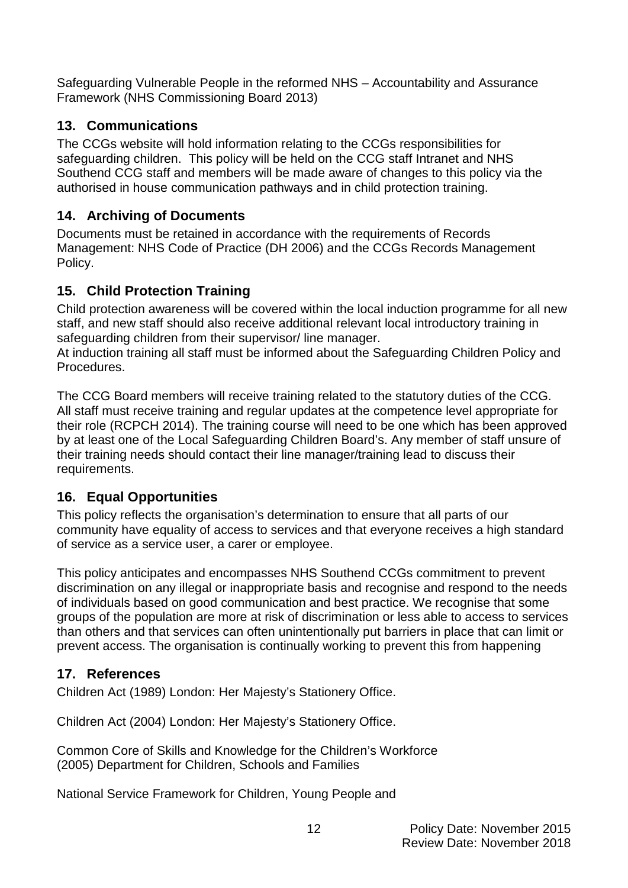Safeguarding Vulnerable People in the reformed NHS – Accountability and Assurance Framework (NHS Commissioning Board 2013)

## 13. Communications

The CCGs website will hold information relating to the CCGs responsibilities for safeguarding children. This policy will be held on the CCG staff Intranet and NHS Southend CCG staff and members will be made aware of changes to this policy via the authorised in house communication pathways and in child protection training.

## 14. Archiving of Documents

Documents must be retained in accordance with the requirements of Records Management: NHS Code of Practice (DH 2006) and the CCGs Records Management Policy.

## 15. Child Protection Training

Child protection awareness will be covered within the local induction programme for all new staff, and new staff should also receive additional relevant local introductory training in safeguarding children from their supervisor/ line manager.
At induction training all staff must be informed about the Safeguarding Children Policy and Procedures.

The CCG Board members will receive training related to the statutory duties of the CCG. All staff must receive training and regular updates at the competence level appropriate for their role (RCPCH 2014). The training course will need to be one which has been approved by at least one of the Local Safeguarding Children Board's. Any member of staff unsure of their training needs should contact their line manager/training lead to discuss their requirements.

## 16. Equal Opportunities

This policy reflects the organisation's determination to ensure that all parts of our community have equality of access to services and that everyone receives a high standard of service as a service user, a carer or employee.

This policy anticipates and encompasses NHS Southend CCGs commitment to prevent discrimination on any illegal or inappropriate basis and recognise and respond to the needs of individuals based on good communication and best practice. We recognise that some groups of the population are more at risk of discrimination or less able to access to services than others and that services can often unintentionally put barriers in place that can limit or prevent access. The organisation is continually working to prevent this from happening

## 17. References

Children Act (1989) London: Her Majesty's Stationery Office.

Children Act (2004) London: Her Majesty's Stationery Office.

Common Core of Skills and Knowledge for the Children's Workforce
(2005) Department for Children, Schools and Families

National Service Framework for Children, Young People and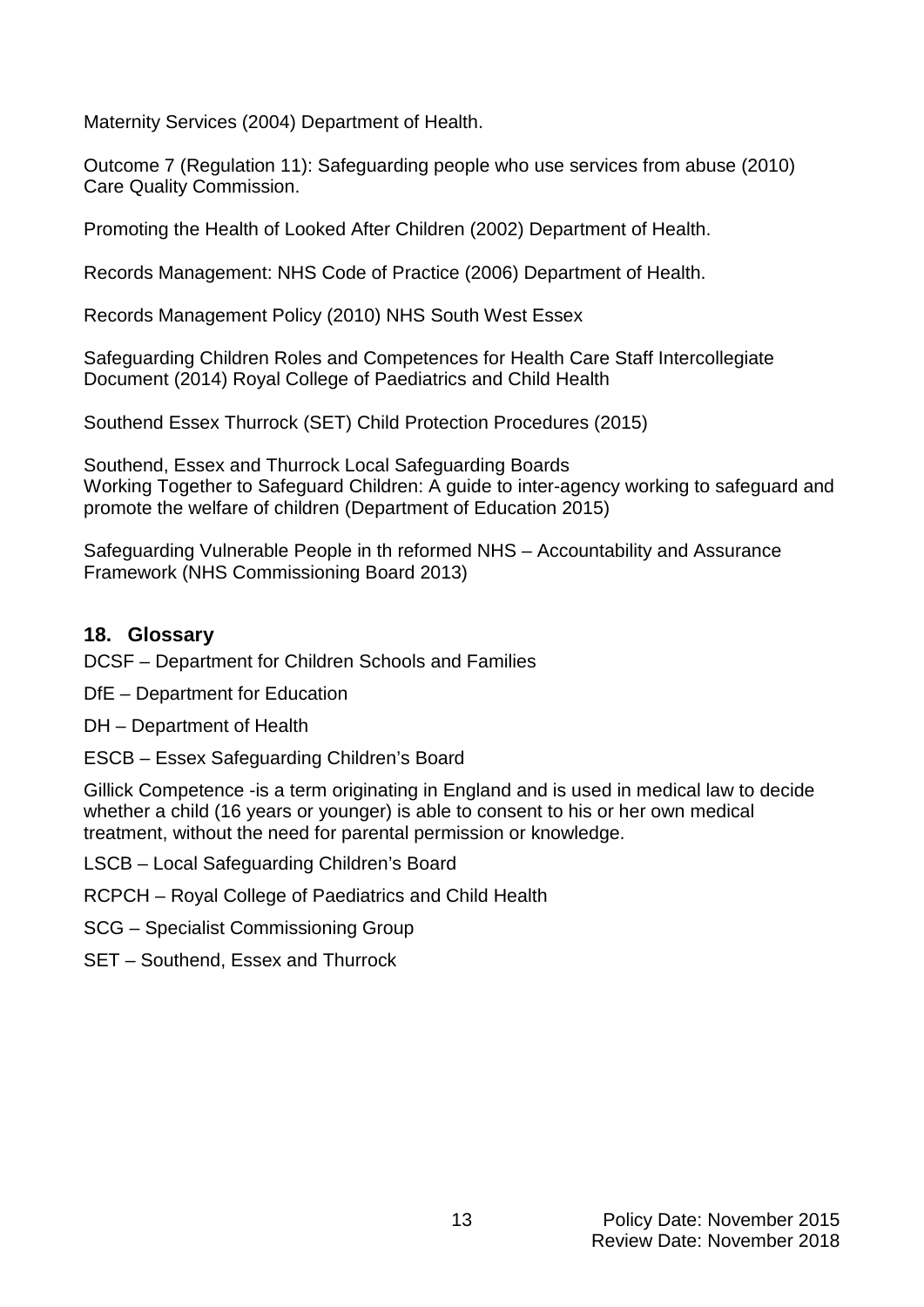Maternity Services (2004) Department of Health.

Outcome 7 (Regulation 11): Safeguarding people who use services from abuse (2010) Care Quality Commission.

Promoting the Health of Looked After Children (2002) Department of Health.

Records Management: NHS Code of Practice (2006) Department of Health.

Records Management Policy (2010) NHS South West Essex

Safeguarding Children Roles and Competences for Health Care Staff Intercollegiate Document (2014) Royal College of Paediatrics and Child Health

Southend Essex Thurrock (SET) Child Protection Procedures (2015)

Southend, Essex and Thurrock Local Safeguarding Boards
Working Together to Safeguard Children: A guide to inter-agency working to safeguard and promote the welfare of children (Department of Education 2015)

Safeguarding Vulnerable People in th reformed NHS – Accountability and Assurance Framework (NHS Commissioning Board 2013)

## 18. Glossary

DCSF – Department for Children Schools and Families

DfE – Department for Education

DH – Department of Health

ESCB – Essex Safeguarding Children's Board

Gillick Competence -is a term originating in England and is used in medical law to decide whether a child (16 years or younger) is able to consent to his or her own medical treatment, without the need for parental permission or knowledge.

LSCB – Local Safeguarding Children's Board

RCPCH – Royal College of Paediatrics and Child Health

SCG – Specialist Commissioning Group

SET – Southend, Essex and Thurrock

Policy Date: November 2015
Review Date: November 2018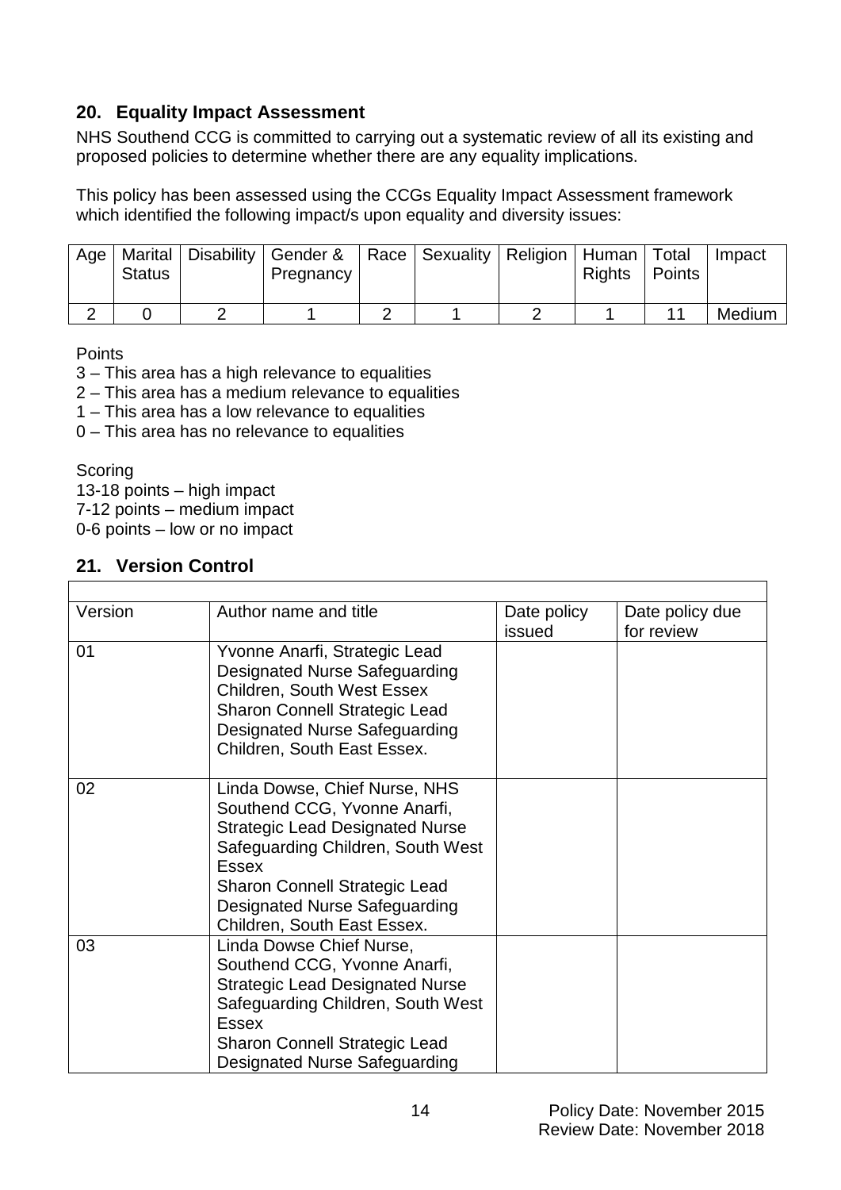## 20. Equality Impact Assessment

NHS Southend CCG is committed to carrying out a systematic review of all its existing and proposed policies to determine whether there are any equality implications.

This policy has been assessed using the CCGs Equality Impact Assessment framework which identified the following impact/s upon equality and diversity issues:

| Age | Marital Status | Disability | Gender & Pregnancy | Race | Sexuality | Religion | Human Rights | Total Points | Impact |
|---|---|---|---|---|---|---|---|---|---|
| 2 | 0 | 2 | 1 | 2 | 1 | 2 | 1 | 11 | Medium |

Points
3 – This area has a high relevance to equalities
2 – This area has a medium relevance to equalities
1 – This area has a low relevance to equalities
0 – This area has no relevance to equalities

Scoring
13-18 points – high impact
7-12 points – medium impact
0-6 points – low or no impact

## 21. Version Control

| Version | Author name and title | Date policy issued | Date policy due for review |
|---|---|---|---|
| 01 | Yvonne Anarfi, Strategic Lead Designated Nurse Safeguarding Children, South West Essex<br>Sharon Connell Strategic Lead Designated Nurse Safeguarding Children, South East Essex. | | |
| 02 | Linda Dowse, Chief Nurse, NHS Southend CCG, Yvonne Anarfi, Strategic Lead Designated Nurse Safeguarding Children, South West Essex<br>Sharon Connell Strategic Lead Designated Nurse Safeguarding Children, South East Essex. | | |
| 03 | Linda Dowse Chief Nurse, Southend CCG, Yvonne Anarfi, Strategic Lead Designated Nurse Safeguarding Children, South West Essex<br>Sharon Connell Strategic Lead Designated Nurse Safeguarding | | |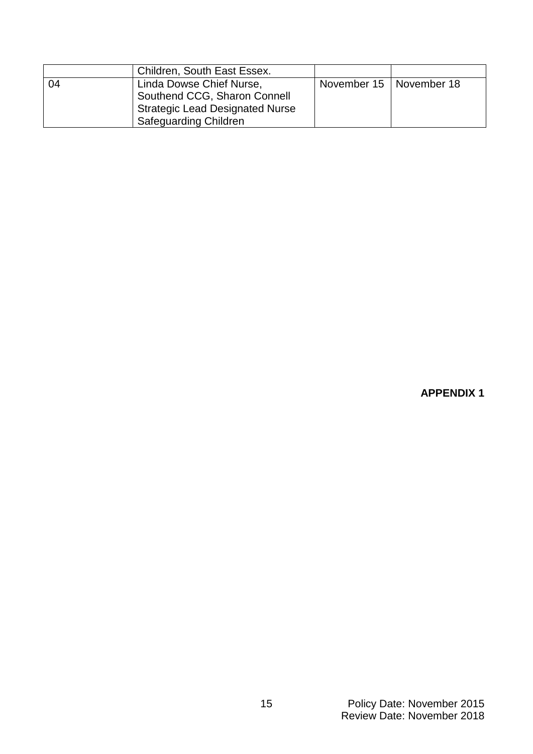|  |  |  |  |
|---|---|---|---|
|  | Children, South East Essex. |  |  |
| 04 | Linda Dowse Chief Nurse, Southend CCG, Sharon Connell Strategic Lead Designated Nurse Safeguarding Children | November 15 | November 18 |

**APPENDIX 1**

Policy Date: November 2015
Review Date: November 2018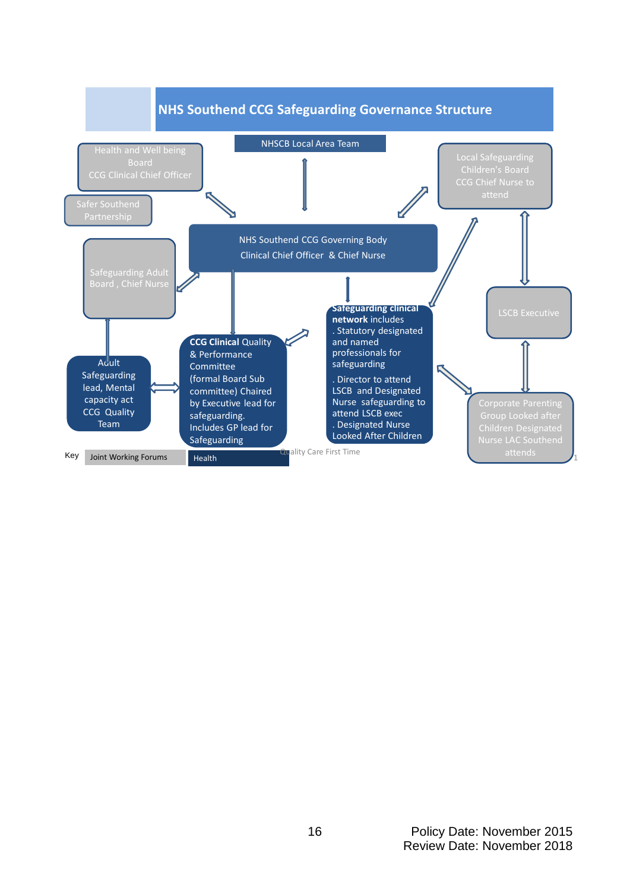# NHS Southend CCG Safeguarding Governance Structure

NHSCB Local Area Team

Health and Well being Board
CCG Clinical Chief Officer

Safer Southend Partnership

Local Safeguarding Children's Board
CCG Chief Nurse to attend

NHS Southend CCG Governing Body
Clinical Chief Officer & Chief Nurse

Safeguarding Adult Board , Chief Nurse

LSCB Executive

**Safeguarding clinical network** includes
. Statutory designated and named professionals for safeguarding
. Director to attend LSCB and Designated Nurse safeguarding to attend LSCB exec
. Designated Nurse Looked After Children

**CCG Clinical** Quality & Performance Committee (formal Board Sub committee) Chaired by Executive lead for safeguarding. Includes GP lead for Safeguarding

Adult Safeguarding lead, Mental capacity act CCG Quality Team

Corporate Parenting Group Looked after Children Designated Nurse LAC Southend attends

Key: Joint Working Forums | Health

Quality Care First Time

Policy Date: November 2015
Review Date: November 2018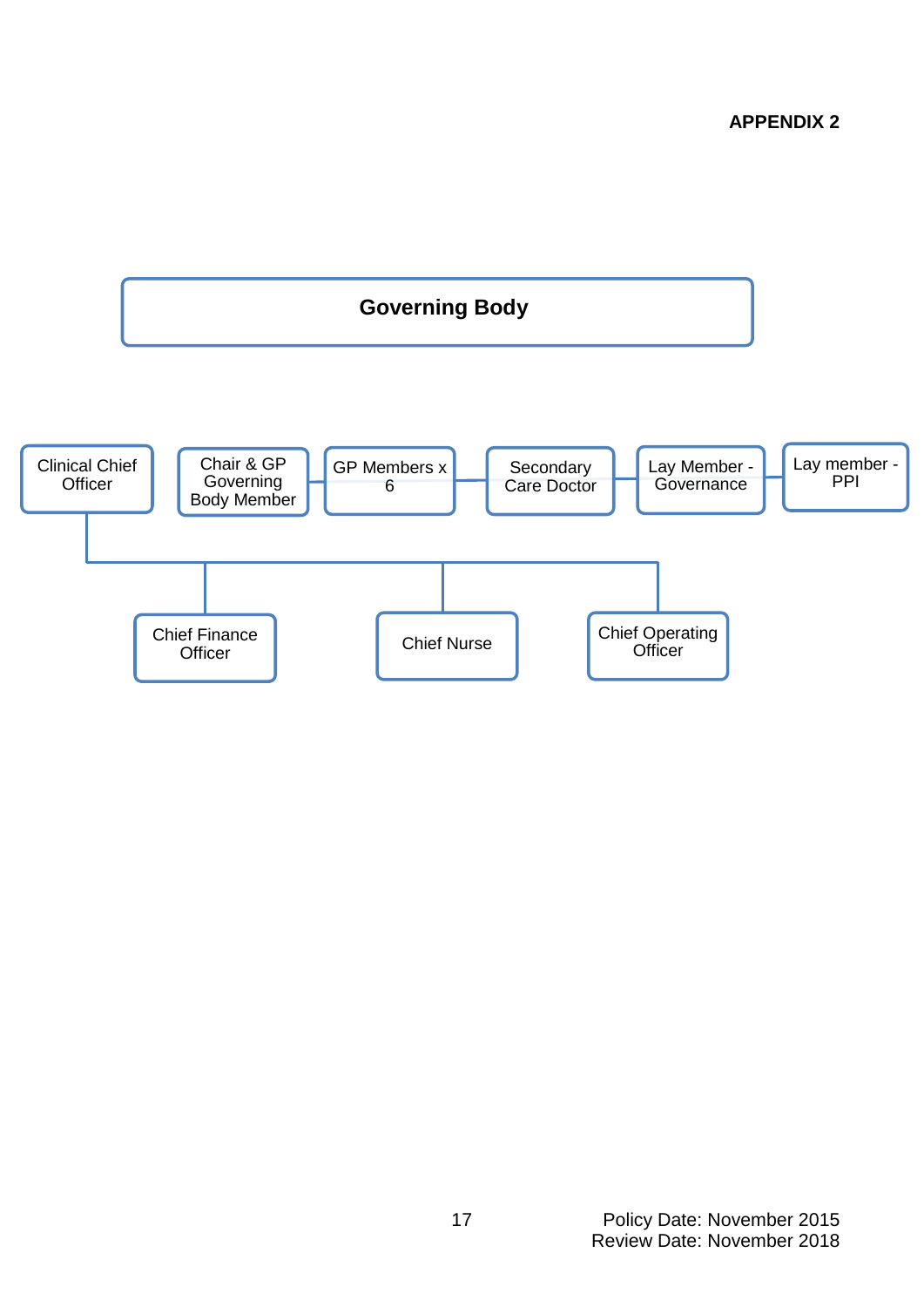**APPENDIX 2**

**Governing Body**

- Clinical Chief Officer
  - Chief Finance Officer
  - Chief Nurse
  - Chief Operating Officer
- Chair & GP Governing Body Member
- GP Members x 6
- Secondary Care Doctor
- Lay Member - Governance
- Lay member - PPI

Policy Date: November 2015
Review Date: November 2018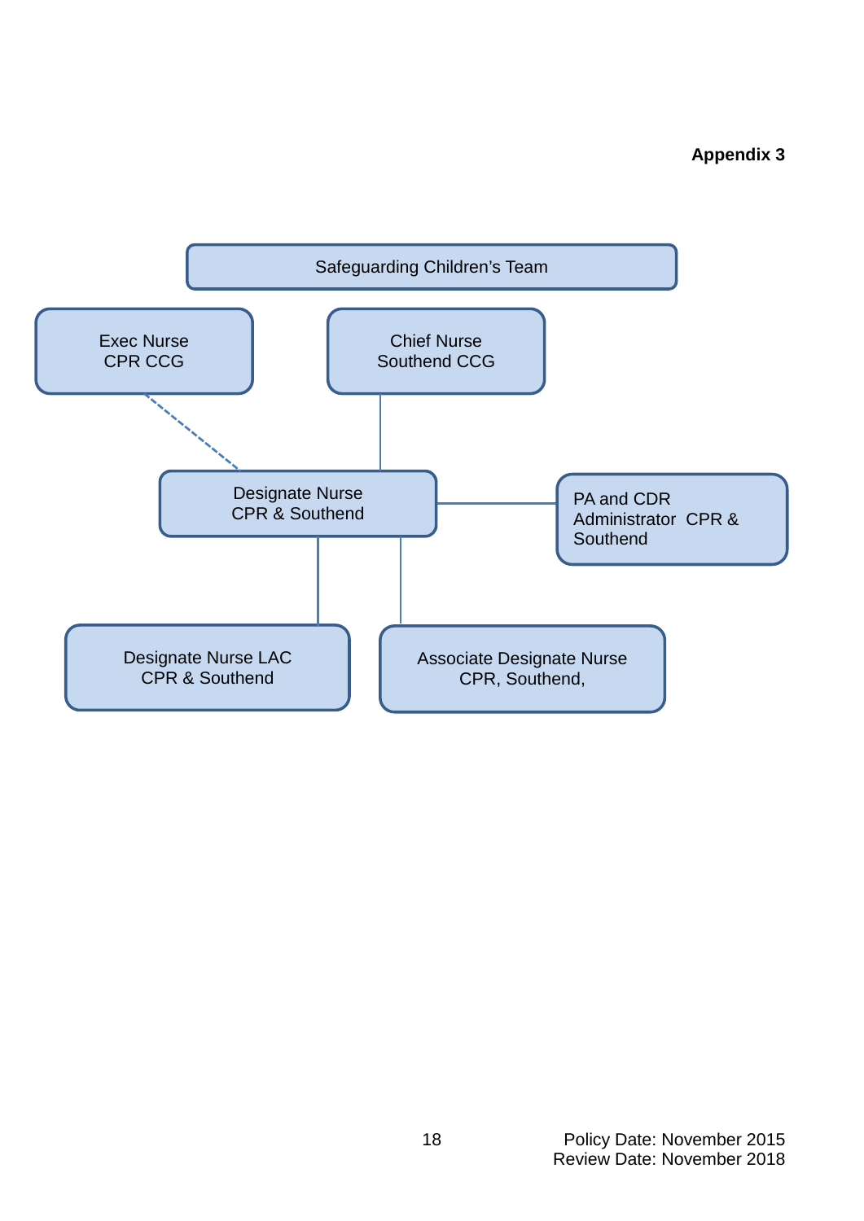**Appendix 3**

Safeguarding Children's Team

Exec Nurse
CPR CCG

Chief Nurse
Southend CCG

Designate Nurse
CPR & Southend

PA and CDR
Administrator CPR &
Southend

Designate Nurse LAC
CPR & Southend

Associate Designate Nurse
CPR, Southend,

Policy Date: November 2015
Review Date: November 2018